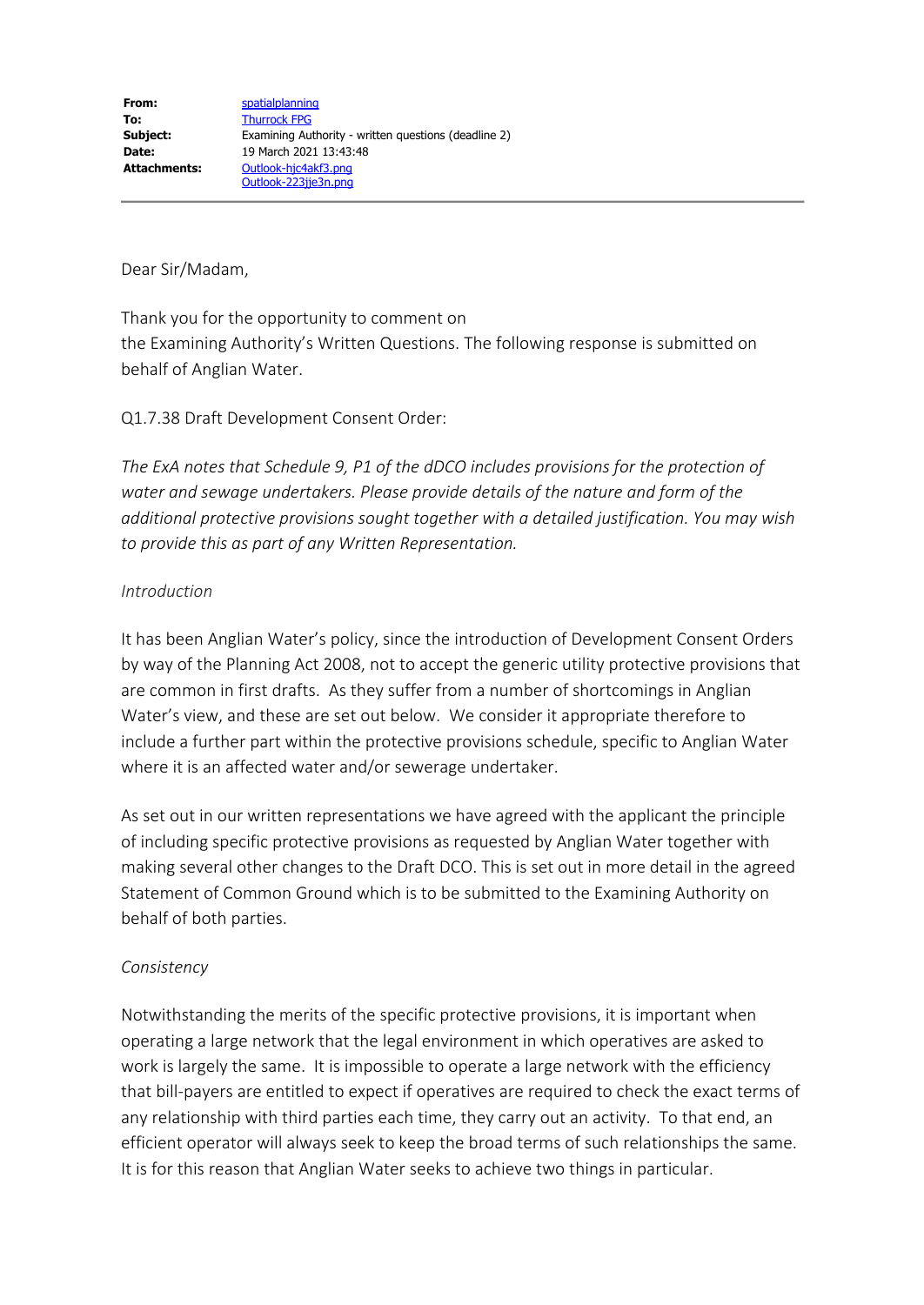| | |
|---|---|
| **From:** | spatialplanning |
| **To:** | Thurrock FPG |
| **Subject:** | Examining Authority - written questions (deadline 2) |
| **Date:** | 19 March 2021 13:43:48 |
| **Attachments:** | Outlook-hjc4akf3.png<br>Outlook-223jje3n.png |

---

Dear Sir/Madam,

Thank you for the opportunity to comment on
the Examining Authority's Written Questions. The following response is submitted on behalf of Anglian Water.

Q1.7.38 Draft Development Consent Order:

*The ExA notes that Schedule 9, P1 of the dDCO includes provisions for the protection of water and sewage undertakers. Please provide details of the nature and form of the additional protective provisions sought together with a detailed justification. You may wish to provide this as part of any Written Representation.*

*Introduction*

It has been Anglian Water's policy, since the introduction of Development Consent Orders by way of the Planning Act 2008, not to accept the generic utility protective provisions that are common in first drafts. As they suffer from a number of shortcomings in Anglian Water's view, and these are set out below. We consider it appropriate therefore to include a further part within the protective provisions schedule, specific to Anglian Water where it is an affected water and/or sewerage undertaker.

As set out in our written representations we have agreed with the applicant the principle of including specific protective provisions as requested by Anglian Water together with making several other changes to the Draft DCO. This is set out in more detail in the agreed Statement of Common Ground which is to be submitted to the Examining Authority on behalf of both parties.

*Consistency*

Notwithstanding the merits of the specific protective provisions, it is important when operating a large network that the legal environment in which operatives are asked to work is largely the same. It is impossible to operate a large network with the efficiency that bill-payers are entitled to expect if operatives are required to check the exact terms of any relationship with third parties each time, they carry out an activity. To that end, an efficient operator will always seek to keep the broad terms of such relationships the same. It is for this reason that Anglian Water seeks to achieve two things in particular.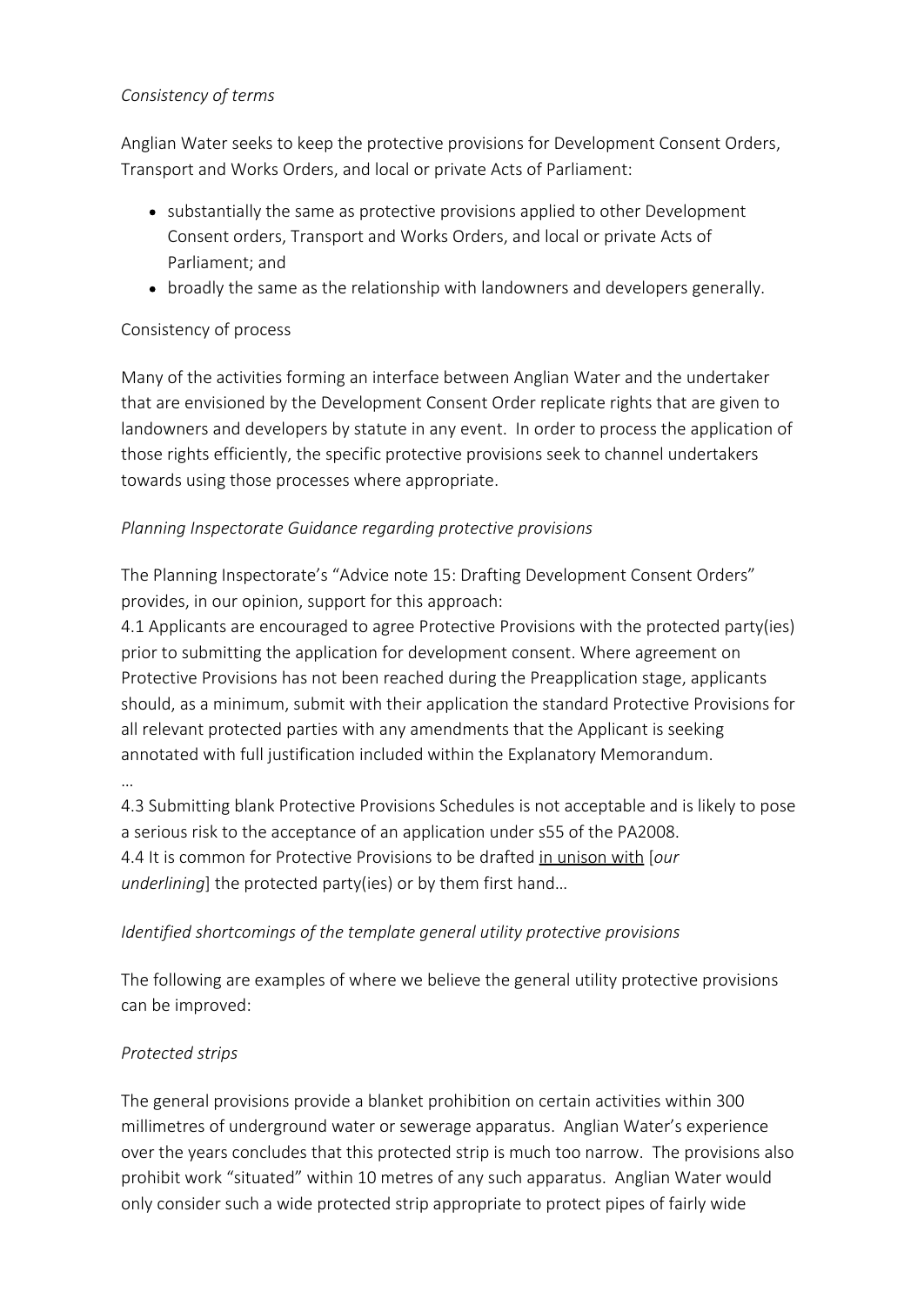*Consistency of terms*

Anglian Water seeks to keep the protective provisions for Development Consent Orders, Transport and Works Orders, and local or private Acts of Parliament:

- substantially the same as protective provisions applied to other Development Consent orders, Transport and Works Orders, and local or private Acts of Parliament; and
- broadly the same as the relationship with landowners and developers generally.

Consistency of process

Many of the activities forming an interface between Anglian Water and the undertaker that are envisioned by the Development Consent Order replicate rights that are given to landowners and developers by statute in any event. In order to process the application of those rights efficiently, the specific protective provisions seek to channel undertakers towards using those processes where appropriate.

*Planning Inspectorate Guidance regarding protective provisions*

The Planning Inspectorate's "Advice note 15: Drafting Development Consent Orders" provides, in our opinion, support for this approach:
4.1 Applicants are encouraged to agree Protective Provisions with the protected party(ies) prior to submitting the application for development consent. Where agreement on Protective Provisions has not been reached during the Preapplication stage, applicants should, as a minimum, submit with their application the standard Protective Provisions for all relevant protected parties with any amendments that the Applicant is seeking annotated with full justification included within the Explanatory Memorandum.
…
4.3 Submitting blank Protective Provisions Schedules is not acceptable and is likely to pose a serious risk to the acceptance of an application under s55 of the PA2008.
4.4 It is common for Protective Provisions to be drafted <u>in unison with</u> [*our underlining*] the protected party(ies) or by them first hand…

*Identified shortcomings of the template general utility protective provisions*

The following are examples of where we believe the general utility protective provisions can be improved:

*Protected strips*

The general provisions provide a blanket prohibition on certain activities within 300 millimetres of underground water or sewerage apparatus. Anglian Water's experience over the years concludes that this protected strip is much too narrow. The provisions also prohibit work "situated" within 10 metres of any such apparatus. Anglian Water would only consider such a wide protected strip appropriate to protect pipes of fairly wide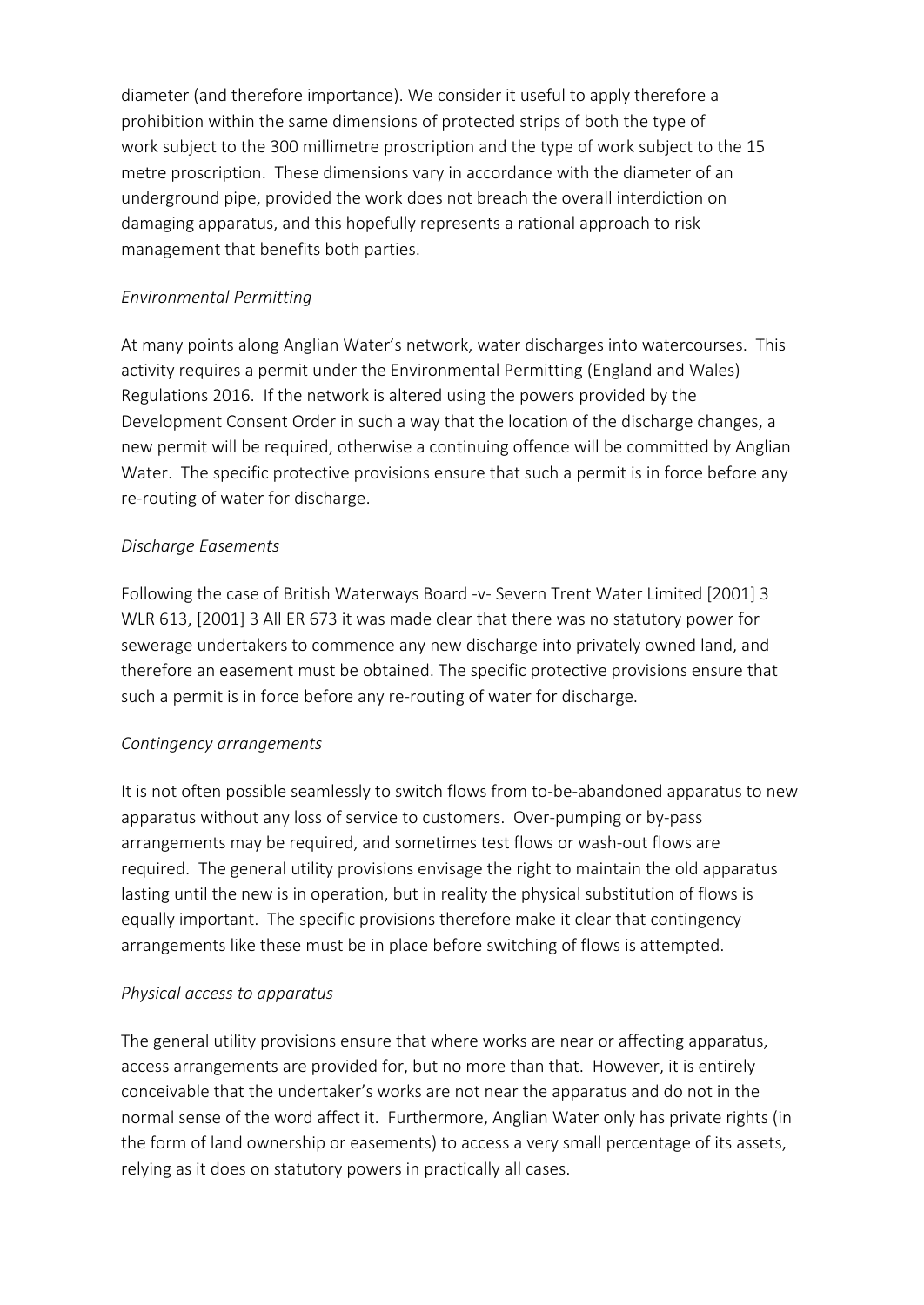diameter (and therefore importance). We consider it useful to apply therefore a prohibition within the same dimensions of protected strips of both the type of work subject to the 300 millimetre proscription and the type of work subject to the 15 metre proscription. These dimensions vary in accordance with the diameter of an underground pipe, provided the work does not breach the overall interdiction on damaging apparatus, and this hopefully represents a rational approach to risk management that benefits both parties.

*Environmental Permitting*

At many points along Anglian Water's network, water discharges into watercourses. This activity requires a permit under the Environmental Permitting (England and Wales) Regulations 2016. If the network is altered using the powers provided by the Development Consent Order in such a way that the location of the discharge changes, a new permit will be required, otherwise a continuing offence will be committed by Anglian Water. The specific protective provisions ensure that such a permit is in force before any re-routing of water for discharge.

*Discharge Easements*

Following the case of British Waterways Board -v- Severn Trent Water Limited [2001] 3 WLR 613, [2001] 3 All ER 673 it was made clear that there was no statutory power for sewerage undertakers to commence any new discharge into privately owned land, and therefore an easement must be obtained. The specific protective provisions ensure that such a permit is in force before any re-routing of water for discharge.

*Contingency arrangements*

It is not often possible seamlessly to switch flows from to-be-abandoned apparatus to new apparatus without any loss of service to customers. Over-pumping or by-pass arrangements may be required, and sometimes test flows or wash-out flows are required. The general utility provisions envisage the right to maintain the old apparatus lasting until the new is in operation, but in reality the physical substitution of flows is equally important. The specific provisions therefore make it clear that contingency arrangements like these must be in place before switching of flows is attempted.

*Physical access to apparatus*

The general utility provisions ensure that where works are near or affecting apparatus, access arrangements are provided for, but no more than that. However, it is entirely conceivable that the undertaker's works are not near the apparatus and do not in the normal sense of the word affect it. Furthermore, Anglian Water only has private rights (in the form of land ownership or easements) to access a very small percentage of its assets, relying as it does on statutory powers in practically all cases.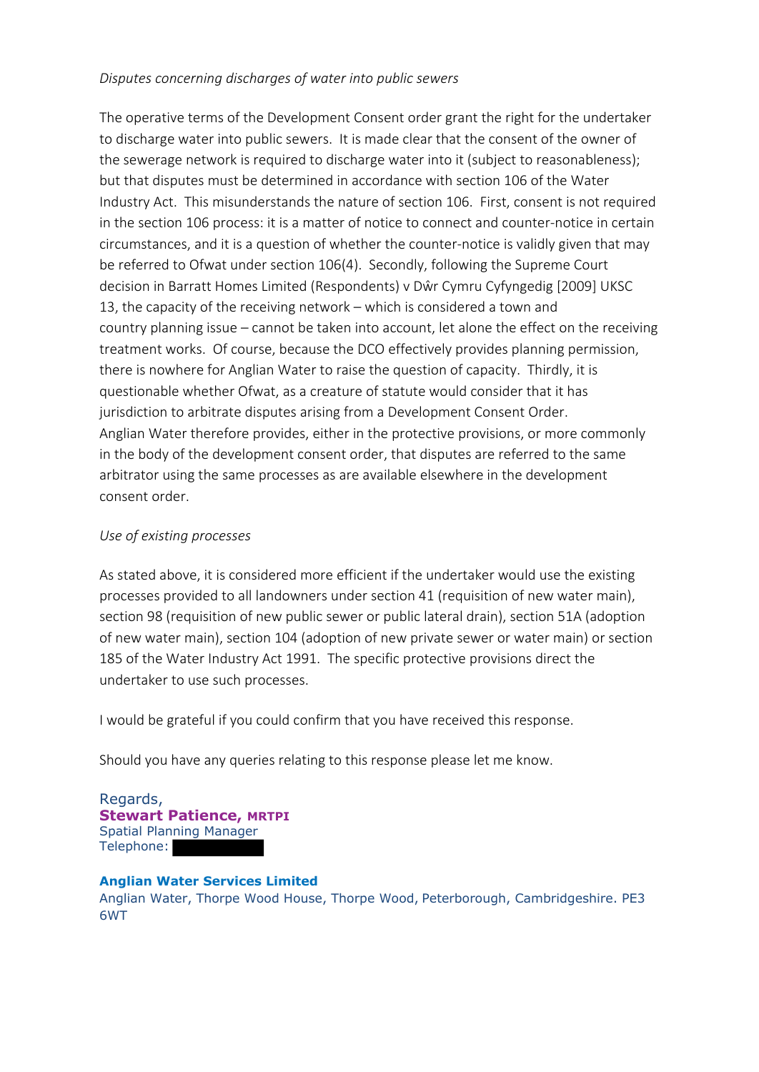*Disputes concerning discharges of water into public sewers*

The operative terms of the Development Consent order grant the right for the undertaker to discharge water into public sewers. It is made clear that the consent of the owner of the sewerage network is required to discharge water into it (subject to reasonableness); but that disputes must be determined in accordance with section 106 of the Water Industry Act. This misunderstands the nature of section 106. First, consent is not required in the section 106 process: it is a matter of notice to connect and counter-notice in certain circumstances, and it is a question of whether the counter-notice is validly given that may be referred to Ofwat under section 106(4). Secondly, following the Supreme Court decision in Barratt Homes Limited (Respondents) v Dŵr Cymru Cyfyngedig [2009] UKSC 13, the capacity of the receiving network – which is considered a town and country planning issue – cannot be taken into account, let alone the effect on the receiving treatment works. Of course, because the DCO effectively provides planning permission, there is nowhere for Anglian Water to raise the question of capacity. Thirdly, it is questionable whether Ofwat, as a creature of statute would consider that it has jurisdiction to arbitrate disputes arising from a Development Consent Order. Anglian Water therefore provides, either in the protective provisions, or more commonly in the body of the development consent order, that disputes are referred to the same arbitrator using the same processes as are available elsewhere in the development consent order.

*Use of existing processes*

As stated above, it is considered more efficient if the undertaker would use the existing processes provided to all landowners under section 41 (requisition of new water main), section 98 (requisition of new public sewer or public lateral drain), section 51A (adoption of new water main), section 104 (adoption of new private sewer or water main) or section 185 of the Water Industry Act 1991. The specific protective provisions direct the undertaker to use such processes.

I would be grateful if you could confirm that you have received this response.

Should you have any queries relating to this response please let me know.

Regards,
**Stewart Patience, MRTPI**
Spatial Planning Manager
Telephone:

**Anglian Water Services Limited**
Anglian Water, Thorpe Wood House, Thorpe Wood, Peterborough, Cambridgeshire. PE3 6WT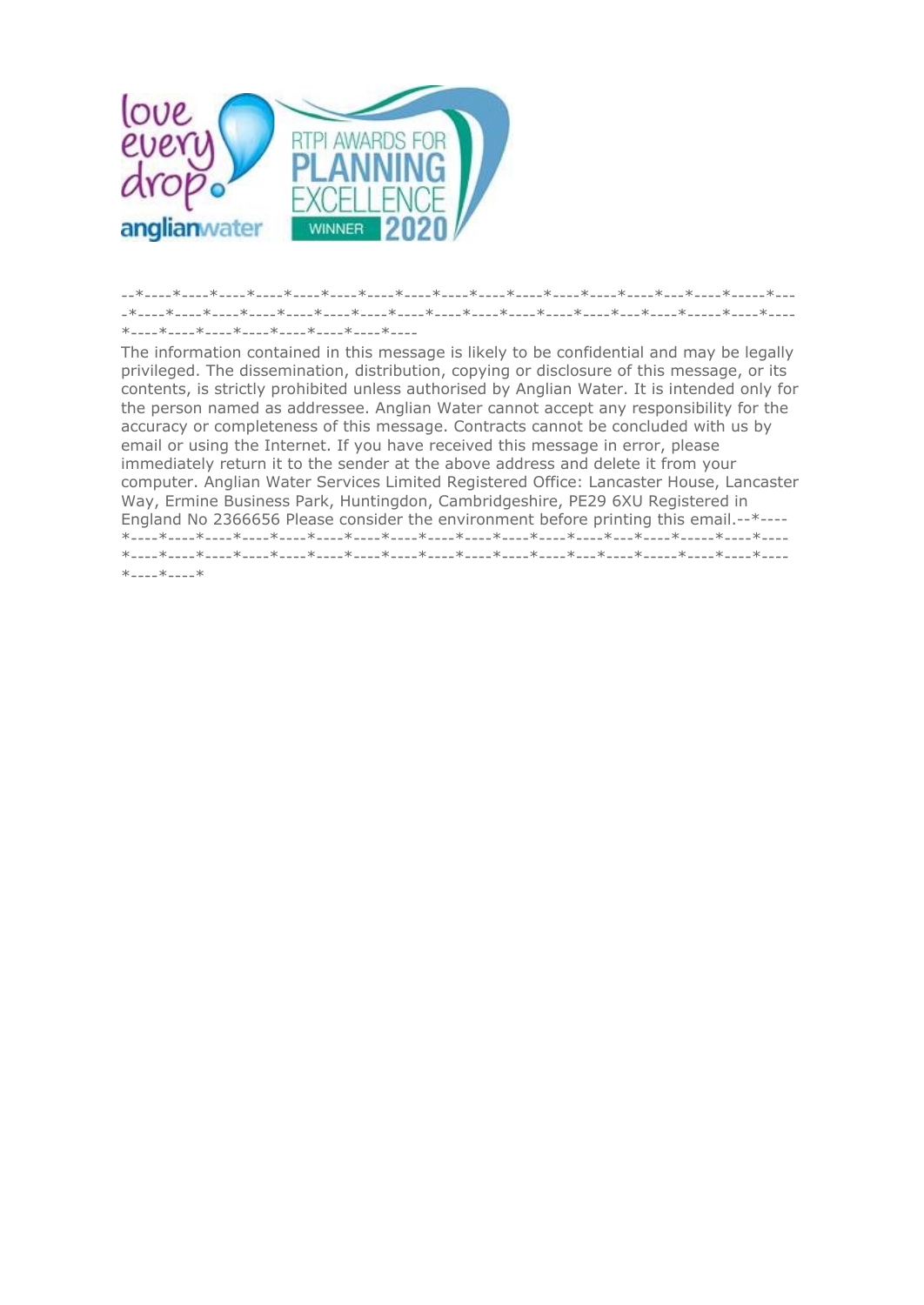--*----*----*----*----*----*----*----*----*----*----*----*----*----*----*----*----*---*----*-----*----*----*----*----*----*----*----*----*----*----*----*----*----*----*---*----*-----*----*----*----*----*----*----*----*----*----

The information contained in this message is likely to be confidential and may be legally privileged. The dissemination, distribution, copying or disclosure of this message, or its contents, is strictly prohibited unless authorised by Anglian Water. It is intended only for the person named as addressee. Anglian Water cannot accept any responsibility for the accuracy or completeness of this message. Contracts cannot be concluded with us by email or using the Internet. If you have received this message in error, please immediately return it to the sender at the above address and delete it from your computer. Anglian Water Services Limited Registered Office: Lancaster House, Lancaster Way, Ermine Business Park, Huntingdon, Cambridgeshire, PE29 6XU Registered in England No 2366656 Please consider the environment before printing this email.--*----*----*----*----*----*----*----*----*----*----*----*----*----*----*---*----*-----*----*----*----*----*----*----*----*----*----*----*----*----*----*---*----*-----*----*----*----*----*